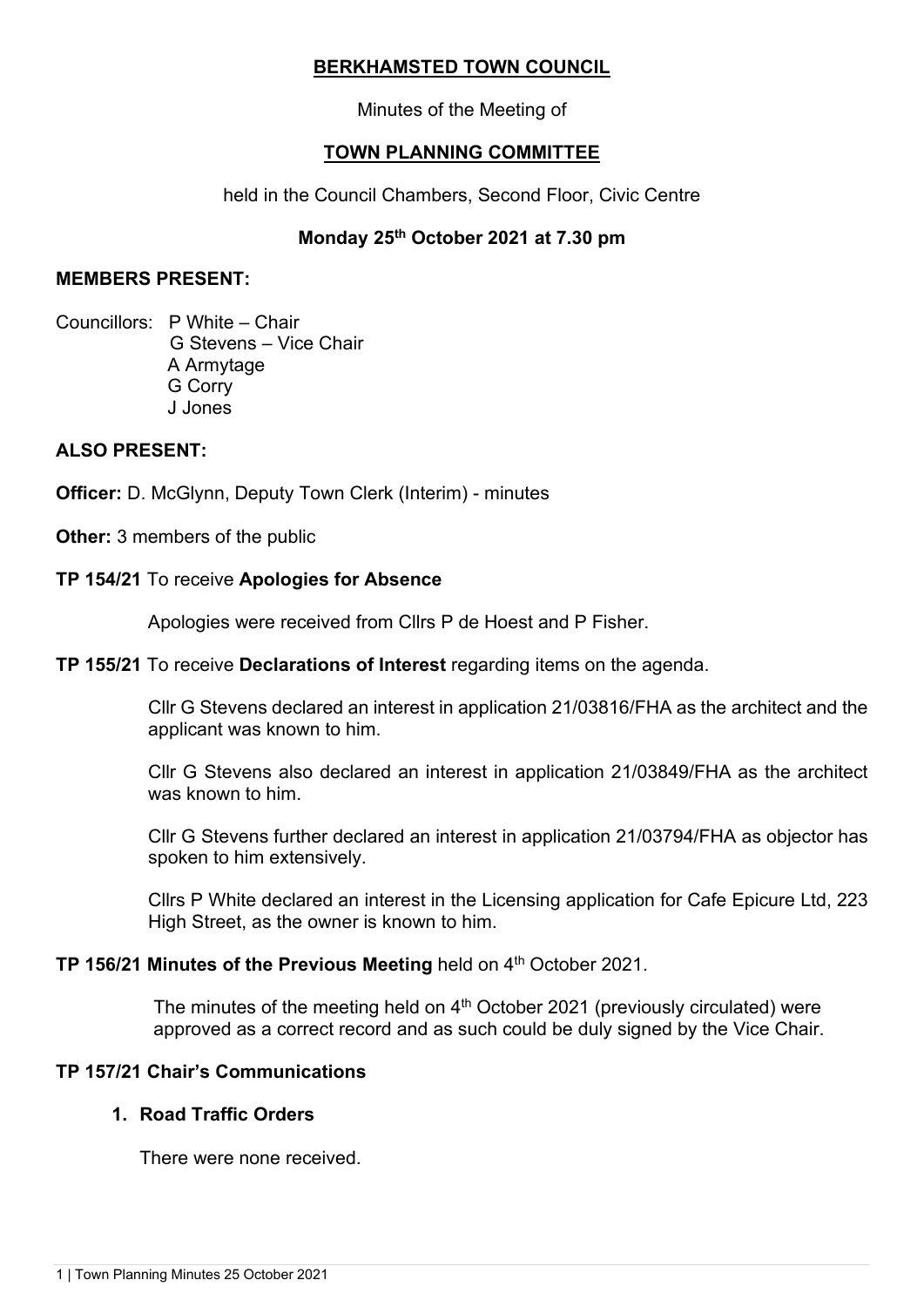# BERKHAMSTED TOWN COUNCIL

Minutes of the Meeting of

## TOWN PLANNING COMMITTEE

held in the Council Chambers, Second Floor, Civic Centre

**Monday 25th October 2021 at 7.30 pm**

**MEMBERS PRESENT:**

Councillors: P White – Chair
G Stevens – Vice Chair
A Armytage
G Corry
J Jones

**ALSO PRESENT:**

**Officer:** D. McGlynn, Deputy Town Clerk (Interim) - minutes

**Other:** 3 members of the public

**TP 154/21** To receive **Apologies for Absence**

Apologies were received from Cllrs P de Hoest and P Fisher.

**TP 155/21** To receive **Declarations of Interest** regarding items on the agenda.

Cllr G Stevens declared an interest in application 21/03816/FHA as the architect and the applicant was known to him.

Cllr G Stevens also declared an interest in application 21/03849/FHA as the architect was known to him.

Cllr G Stevens further declared an interest in application 21/03794/FHA as objector has spoken to him extensively.

Cllrs P White declared an interest in the Licensing application for Cafe Epicure Ltd, 223 High Street, as the owner is known to him.

**TP 156/21 Minutes of the Previous Meeting** held on 4th October 2021.

The minutes of the meeting held on 4th October 2021 (previously circulated) were approved as a correct record and as such could be duly signed by the Vice Chair.

**TP 157/21 Chair's Communications**

1. **Road Traffic Orders**

   There were none received.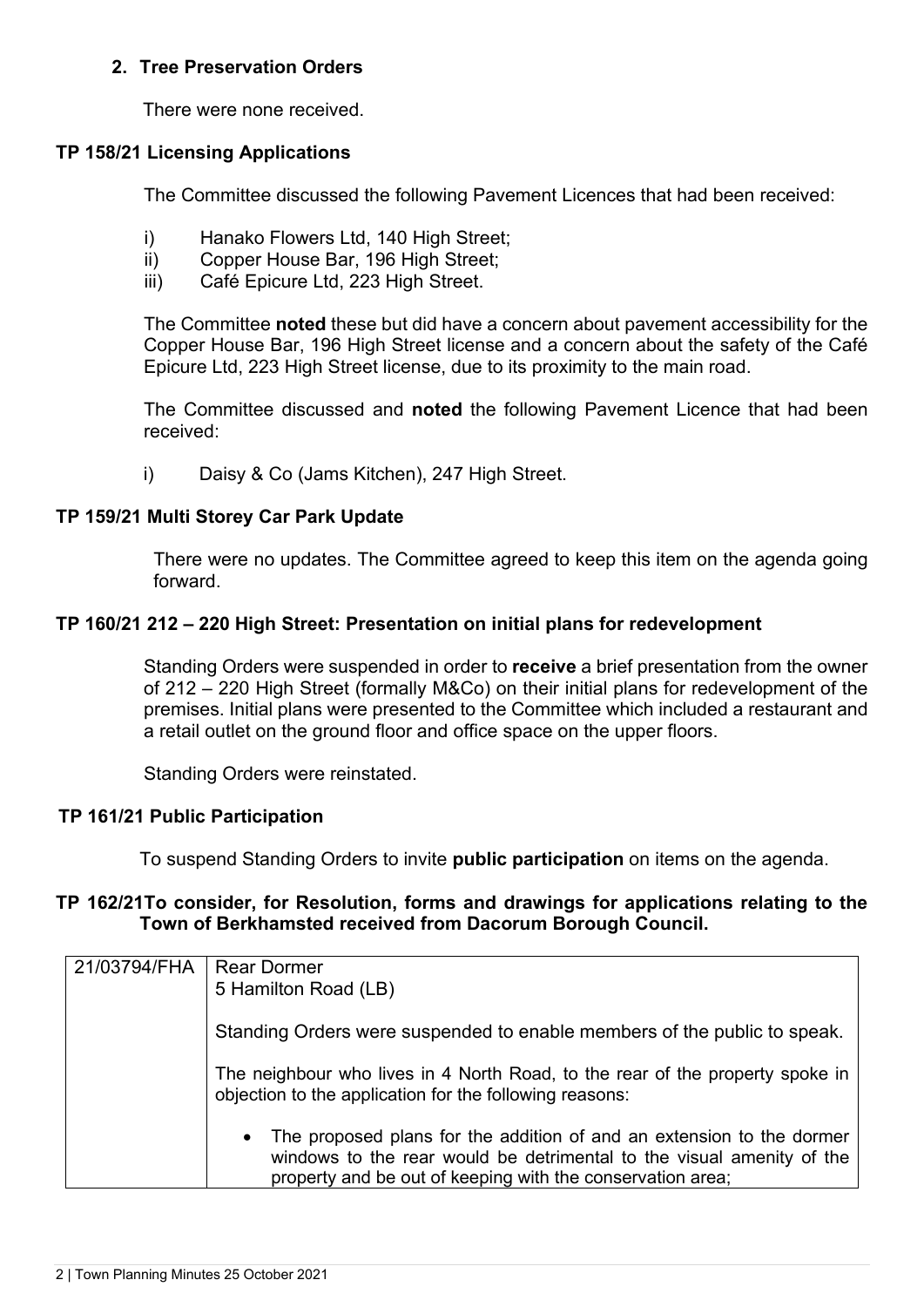**2. Tree Preservation Orders**

There were none received.

**TP 158/21 Licensing Applications**

The Committee discussed the following Pavement Licences that had been received:

i) Hanako Flowers Ltd, 140 High Street;
ii) Copper House Bar, 196 High Street;
iii) Café Epicure Ltd, 223 High Street.

The Committee **noted** these but did have a concern about pavement accessibility for the Copper House Bar, 196 High Street license and a concern about the safety of the Café Epicure Ltd, 223 High Street license, due to its proximity to the main road.

The Committee discussed and **noted** the following Pavement Licence that had been received:

i) Daisy & Co (Jams Kitchen), 247 High Street.

**TP 159/21 Multi Storey Car Park Update**

There were no updates. The Committee agreed to keep this item on the agenda going forward.

**TP 160/21 212 – 220 High Street: Presentation on initial plans for redevelopment**

Standing Orders were suspended in order to **receive** a brief presentation from the owner of 212 – 220 High Street (formally M&Co) on their initial plans for redevelopment of the premises. Initial plans were presented to the Committee which included a restaurant and a retail outlet on the ground floor and office space on the upper floors.

Standing Orders were reinstated.

**TP 161/21 Public Participation**

To suspend Standing Orders to invite **public participation** on items on the agenda.

**TP 162/21To consider, for Resolution, forms and drawings for applications relating to the Town of Berkhamsted received from Dacorum Borough Council.**

| 21/03794/FHA | Rear Dormer<br>5 Hamilton Road (LB)<br><br>Standing Orders were suspended to enable members of the public to speak.<br><br>The neighbour who lives in 4 North Road, to the rear of the property spoke in objection to the application for the following reasons:<br><br>• The proposed plans for the addition of and an extension to the dormer windows to the rear would be detrimental to the visual amenity of the property and be out of keeping with the conservation area; |
|---|---|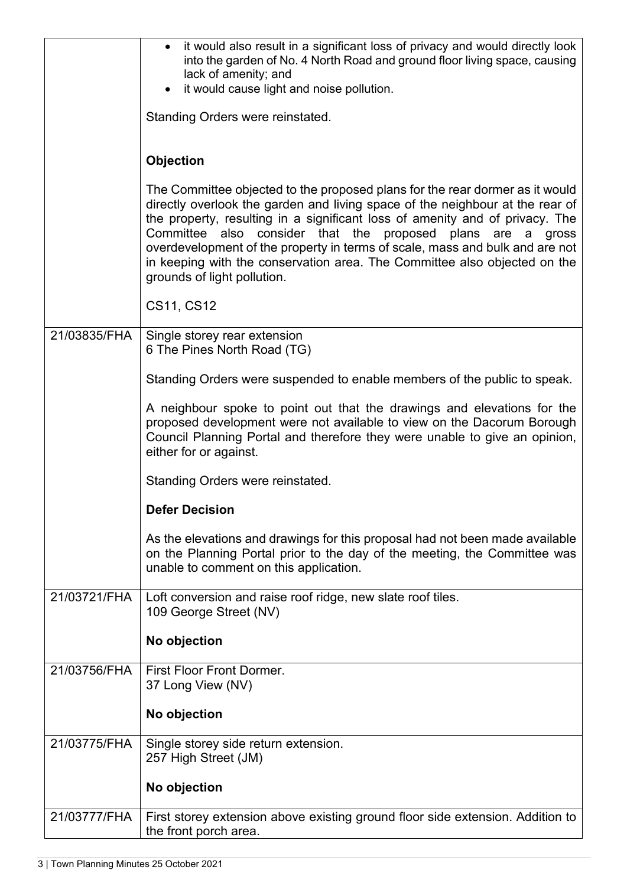| | |
|---|---|
| | • it would also result in a significant loss of privacy and would directly look into the garden of No. 4 North Road and ground floor living space, causing lack of amenity; and<br>• it would cause light and noise pollution.<br><br>Standing Orders were reinstated.<br><br>**Objection**<br><br>The Committee objected to the proposed plans for the rear dormer as it would directly overlook the garden and living space of the neighbour at the rear of the property, resulting in a significant loss of amenity and of privacy. The Committee also consider that the proposed plans are a gross overdevelopment of the property in terms of scale, mass and bulk and are not in keeping with the conservation area. The Committee also objected on the grounds of light pollution.<br><br>CS11, CS12 |
| 21/03835/FHA | Single storey rear extension<br>6 The Pines North Road (TG)<br><br>Standing Orders were suspended to enable members of the public to speak.<br><br>A neighbour spoke to point out that the drawings and elevations for the proposed development were not available to view on the Dacorum Borough Council Planning Portal and therefore they were unable to give an opinion, either for or against.<br><br>Standing Orders were reinstated.<br><br>**Defer Decision**<br><br>As the elevations and drawings for this proposal had not been made available on the Planning Portal prior to the day of the meeting, the Committee was unable to comment on this application. |
| 21/03721/FHA | Loft conversion and raise roof ridge, new slate roof tiles.<br>109 George Street (NV)<br><br>**No objection** |
| 21/03756/FHA | First Floor Front Dormer.<br>37 Long View (NV)<br><br>**No objection** |
| 21/03775/FHA | Single storey side return extension.<br>257 High Street (JM)<br><br>**No objection** |
| 21/03777/FHA | First storey extension above existing ground floor side extension. Addition to the front porch area. |

3 | Town Planning Minutes 25 October 2021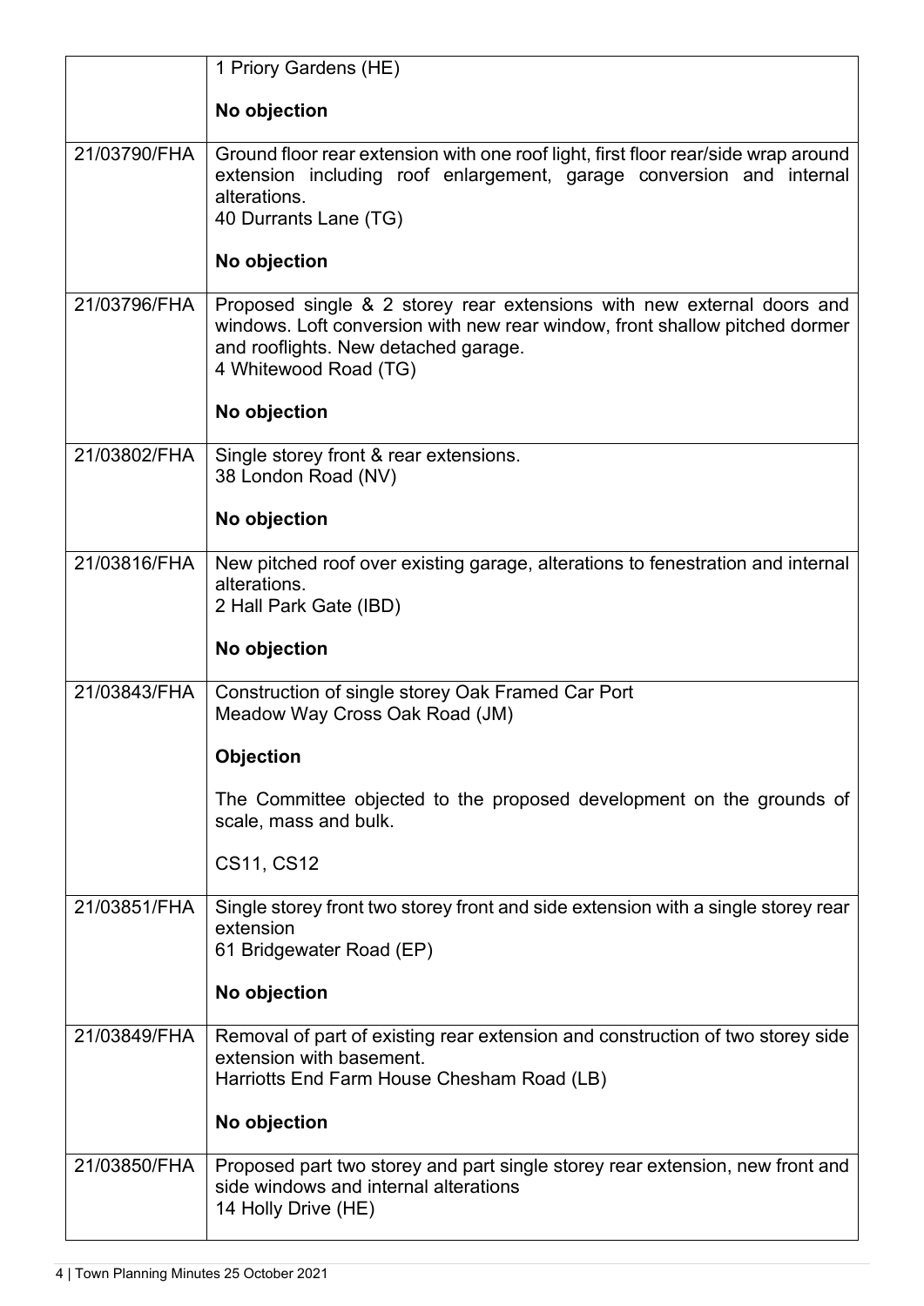| | |
|---|---|
| | 1 Priory Gardens (HE)<br><br>**No objection** |
| 21/03790/FHA | Ground floor rear extension with one roof light, first floor rear/side wrap around extension including roof enlargement, garage conversion and internal alterations.<br>40 Durrants Lane (TG)<br><br>**No objection** |
| 21/03796/FHA | Proposed single & 2 storey rear extensions with new external doors and windows. Loft conversion with new rear window, front shallow pitched dormer and rooflights. New detached garage.<br>4 Whitewood Road (TG)<br><br>**No objection** |
| 21/03802/FHA | Single storey front & rear extensions.<br>38 London Road (NV)<br><br>**No objection** |
| 21/03816/FHA | New pitched roof over existing garage, alterations to fenestration and internal alterations.<br>2 Hall Park Gate (IBD)<br><br>**No objection** |
| 21/03843/FHA | Construction of single storey Oak Framed Car Port<br>Meadow Way Cross Oak Road (JM)<br><br>**Objection**<br><br>The Committee objected to the proposed development on the grounds of scale, mass and bulk.<br><br>CS11, CS12 |
| 21/03851/FHA | Single storey front two storey front and side extension with a single storey rear extension<br>61 Bridgewater Road (EP)<br><br>**No objection** |
| 21/03849/FHA | Removal of part of existing rear extension and construction of two storey side extension with basement.<br>Harriotts End Farm House Chesham Road (LB)<br><br>**No objection** |
| 21/03850/FHA | Proposed part two storey and part single storey rear extension, new front and side windows and internal alterations<br>14 Holly Drive (HE) |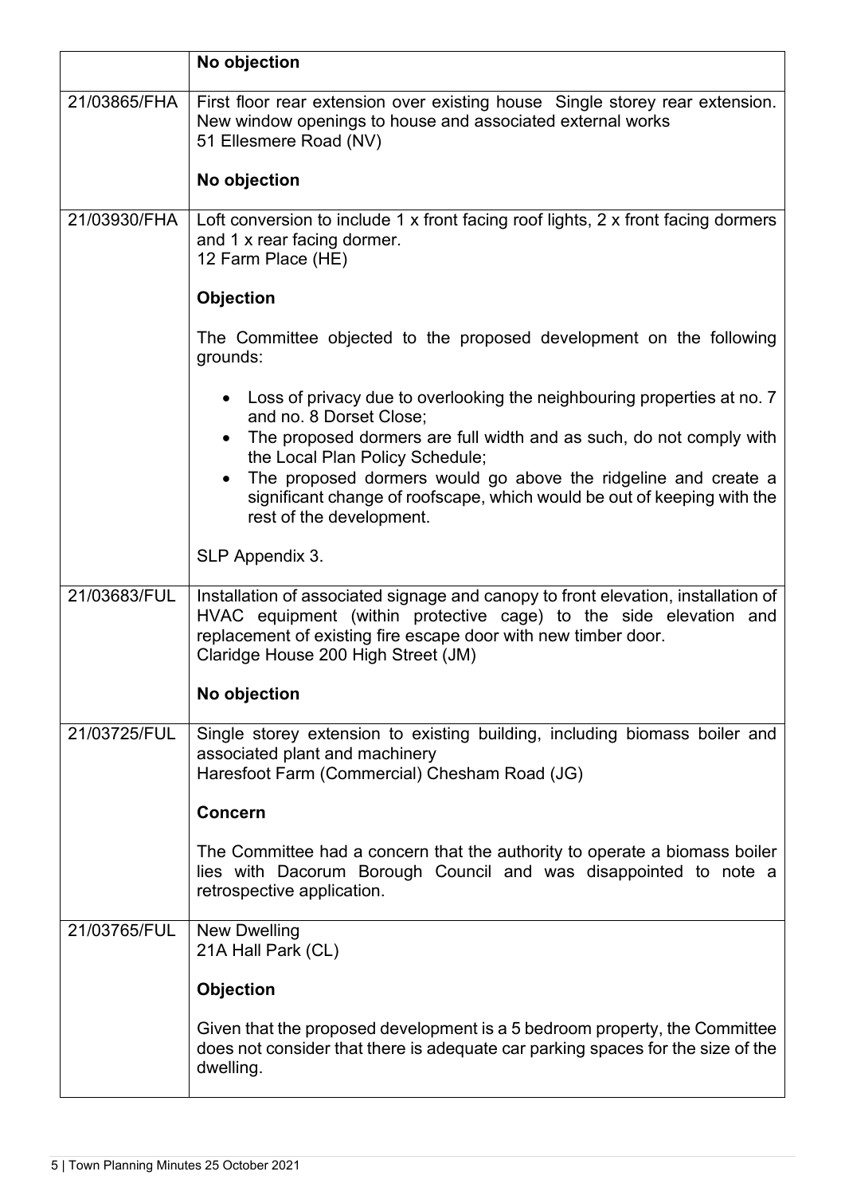| | |
|---|---|
| | **No objection** |
| 21/03865/FHA | First floor rear extension over existing house Single storey rear extension. New window openings to house and associated external works<br>51 Ellesmere Road (NV)<br><br>**No objection** |
| 21/03930/FHA | Loft conversion to include 1 x front facing roof lights, 2 x front facing dormers and 1 x rear facing dormer.<br>12 Farm Place (HE)<br><br>**Objection**<br><br>The Committee objected to the proposed development on the following grounds:<br><br>• Loss of privacy due to overlooking the neighbouring properties at no. 7 and no. 8 Dorset Close;<br>• The proposed dormers are full width and as such, do not comply with the Local Plan Policy Schedule;<br>• The proposed dormers would go above the ridgeline and create a significant change of roofscape, which would be out of keeping with the rest of the development.<br><br>SLP Appendix 3. |
| 21/03683/FUL | Installation of associated signage and canopy to front elevation, installation of HVAC equipment (within protective cage) to the side elevation and replacement of existing fire escape door with new timber door.<br>Claridge House 200 High Street (JM)<br><br>**No objection** |
| 21/03725/FUL | Single storey extension to existing building, including biomass boiler and associated plant and machinery<br>Haresfoot Farm (Commercial) Chesham Road (JG)<br><br>**Concern**<br><br>The Committee had a concern that the authority to operate a biomass boiler lies with Dacorum Borough Council and was disappointed to note a retrospective application. |
| 21/03765/FUL | New Dwelling<br>21A Hall Park (CL)<br><br>**Objection**<br><br>Given that the proposed development is a 5 bedroom property, the Committee does not consider that there is adequate car parking spaces for the size of the dwelling. |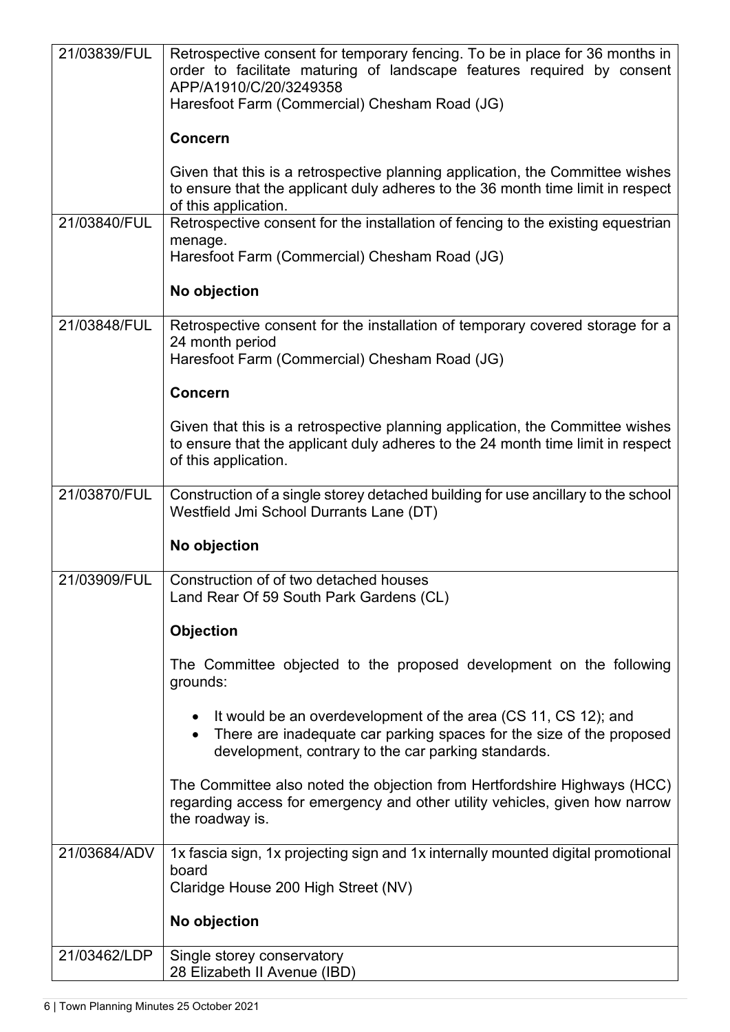| | |
|---|---|
| 21/03839/FUL | Retrospective consent for temporary fencing. To be in place for 36 months in order to facilitate maturing of landscape features required by consent APP/A1910/C/20/3249358<br>Haresfoot Farm (Commercial) Chesham Road (JG)<br><br>**Concern**<br><br>Given that this is a retrospective planning application, the Committee wishes to ensure that the applicant duly adheres to the 36 month time limit in respect of this application. |
| 21/03840/FUL | Retrospective consent for the installation of fencing to the existing equestrian menage.<br>Haresfoot Farm (Commercial) Chesham Road (JG)<br><br>**No objection** |
| 21/03848/FUL | Retrospective consent for the installation of temporary covered storage for a 24 month period<br>Haresfoot Farm (Commercial) Chesham Road (JG)<br><br>**Concern**<br><br>Given that this is a retrospective planning application, the Committee wishes to ensure that the applicant duly adheres to the 24 month time limit in respect of this application. |
| 21/03870/FUL | Construction of a single storey detached building for use ancillary to the school<br>Westfield Jmi School Durrants Lane (DT)<br><br>**No objection** |
| 21/03909/FUL | Construction of of two detached houses<br>Land Rear Of 59 South Park Gardens (CL)<br><br>**Objection**<br><br>The Committee objected to the proposed development on the following grounds:<br><br>• It would be an overdevelopment of the area (CS 11, CS 12); and<br>• There are inadequate car parking spaces for the size of the proposed development, contrary to the car parking standards.<br><br>The Committee also noted the objection from Hertfordshire Highways (HCC) regarding access for emergency and other utility vehicles, given how narrow the roadway is. |
| 21/03684/ADV | 1x fascia sign, 1x projecting sign and 1x internally mounted digital promotional board<br>Claridge House 200 High Street (NV)<br><br>**No objection** |
| 21/03462/LDP | Single storey conservatory<br>28 Elizabeth II Avenue (IBD) |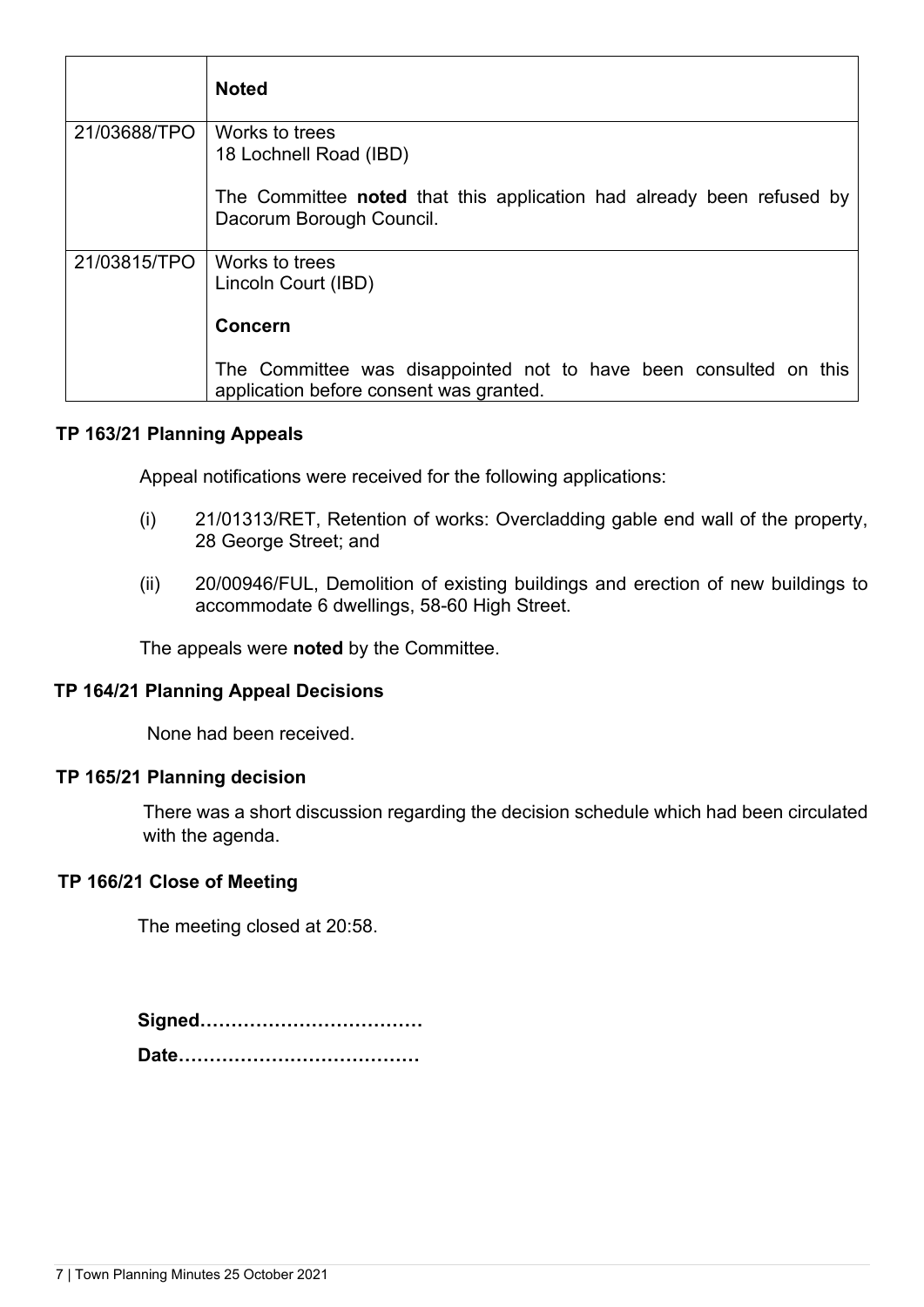| | |
|---|---|
| | **Noted** |
| 21/03688/TPO | Works to trees<br>18 Lochnell Road (IBD)<br><br>The Committee **noted** that this application had already been refused by Dacorum Borough Council. |
| 21/03815/TPO | Works to trees<br>Lincoln Court (IBD)<br><br>**Concern**<br><br>The Committee was disappointed not to have been consulted on this application before consent was granted. |

**TP 163/21 Planning Appeals**

Appeal notifications were received for the following applications:

(i) 21/01313/RET, Retention of works: Overcladding gable end wall of the property, 28 George Street; and

(ii) 20/00946/FUL, Demolition of existing buildings and erection of new buildings to accommodate 6 dwellings, 58-60 High Street.

The appeals were **noted** by the Committee.

**TP 164/21 Planning Appeal Decisions**

None had been received.

**TP 165/21 Planning decision**

There was a short discussion regarding the decision schedule which had been circulated with the agenda.

**TP 166/21 Close of Meeting**

The meeting closed at 20:58.

**Signed………………………………**

**Date…………………………………**